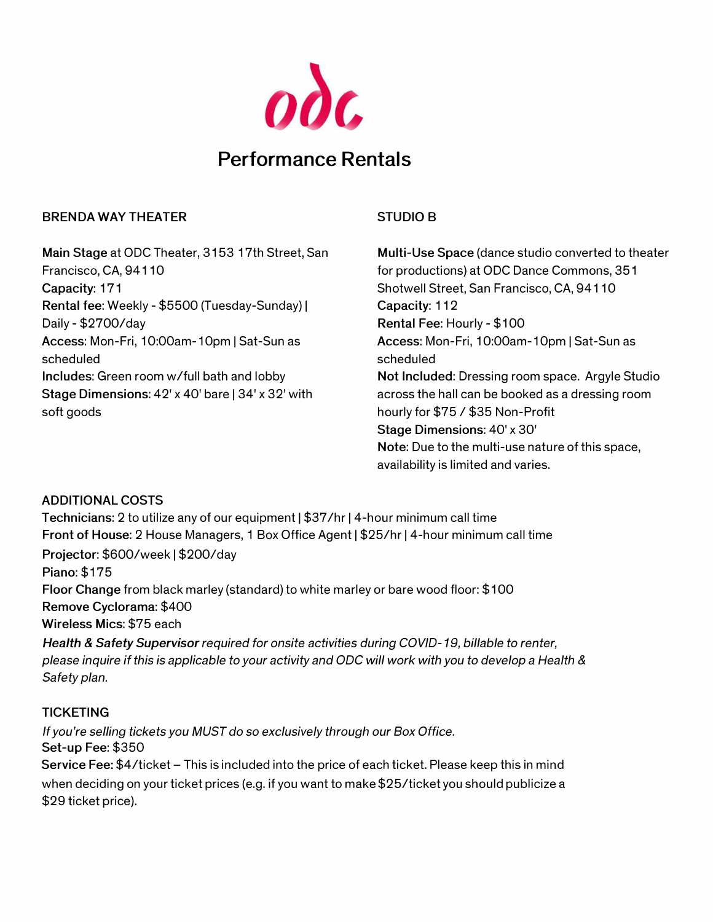# Performance Rentals

## BRENDA WAY THEATER

**Main Stage** at ODC Theater, 3153 17th Street, San Francisco, CA, 94110
**Capacity**: 171
**Rental fee**: Weekly - $5500 (Tuesday-Sunday) | Daily - $2700/day
**Access**: Mon-Fri, 10:00am-10pm | Sat-Sun as scheduled
**Includes**: Green room w/full bath and lobby
**Stage Dimensions**: 42' x 40' bare | 34' x 32' with soft goods

## STUDIO B

**Multi-Use Space** (dance studio converted to theater for productions) at ODC Dance Commons, 351 Shotwell Street, San Francisco, CA, 94110
**Capacity**: 112
**Rental Fee**: Hourly - $100
**Access**: Mon-Fri, 10:00am-10pm | Sat-Sun as scheduled
**Not Included**: Dressing room space. Argyle Studio across the hall can be booked as a dressing room hourly for $75 / $35 Non-Profit
**Stage Dimensions**: 40' x 30'
**Note**: Due to the multi-use nature of this space, availability is limited and varies.

## ADDITIONAL COSTS

**Technicians**: 2 to utilize any of our equipment | $37/hr | 4-hour minimum call time
**Front of House**: 2 House Managers, 1 Box Office Agent | $25/hr | 4-hour minimum call time
**Projector**: $600/week | $200/day
**Piano**: $175
**Floor Change** from black marley (standard) to white marley or bare wood floor: $100
**Remove Cyclorama**: $400
**Wireless Mics**: $75 each
***Health & Safety Supervisor*** *required for onsite activities during COVID-19, billable to renter, please inquire if this is applicable to your activity and ODC will work with you to develop a Health & Safety plan.*

## TICKETING

*If you're selling tickets you MUST do so exclusively through our Box Office.*
**Set-up Fee**: $350
**Service Fee:** $4/ticket – This is included into the price of each ticket. Please keep this in mind when deciding on your ticket prices (e.g. if you want to make $25/ticket you should publicize a $29 ticket price).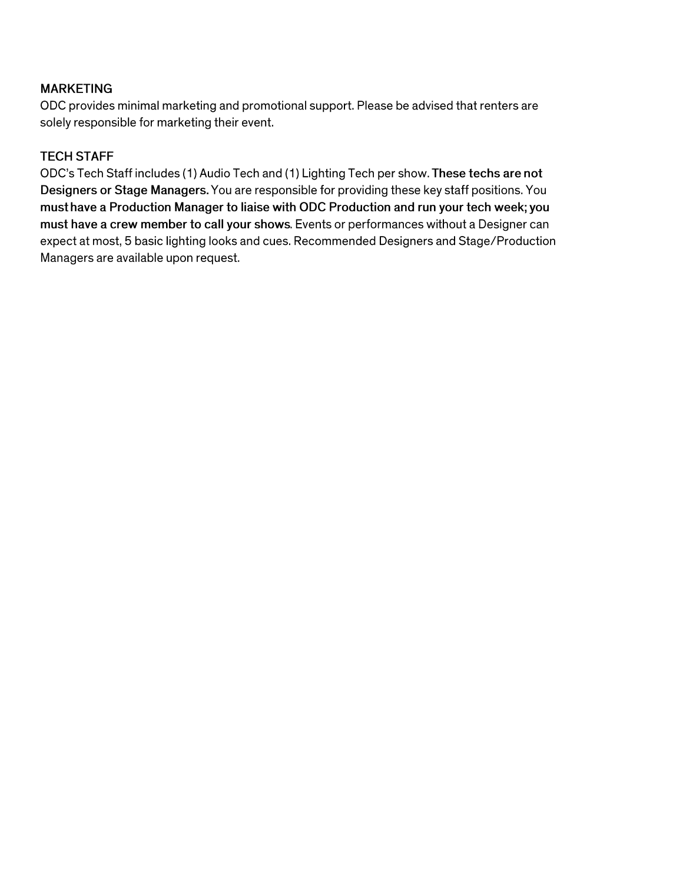## MARKETING

ODC provides minimal marketing and promotional support. Please be advised that renters are solely responsible for marketing their event.

## TECH STAFF

ODC's Tech Staff includes (1) Audio Tech and (1) Lighting Tech per show. **These techs are not Designers or Stage Managers.** You are responsible for providing these key staff positions. You **must have a Production Manager to liaise with ODC Production and run your tech week; you must have a crew member to call your shows**. Events or performances without a Designer can expect at most, 5 basic lighting looks and cues. Recommended Designers and Stage/Production Managers are available upon request.